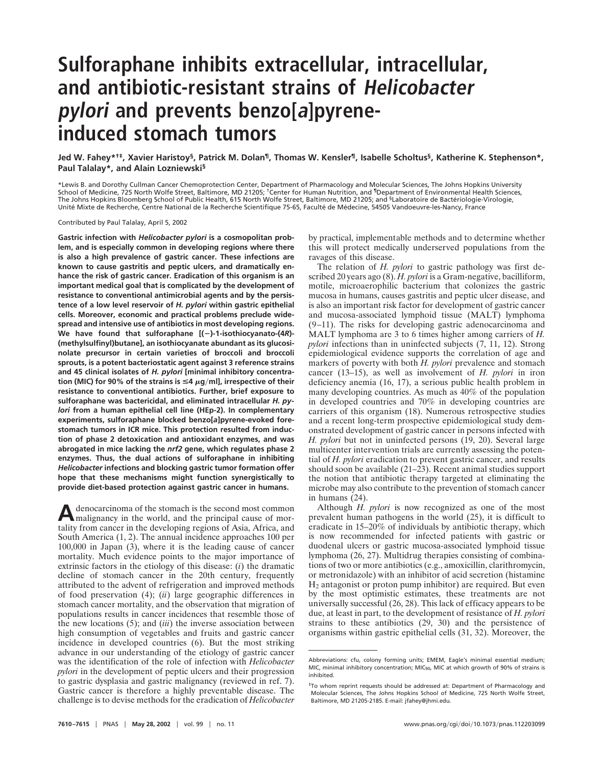# Sulforaphane inhibits extracellular, intracellular, and antibiotic-resistant strains of *Helicobacter pylori* and prevents benzo[*a*]pyrene-induced stomach tumors

Jed W. Fahey*[†‡], Xavier Haristoy[§], Patrick M. Dolan[¶], Thomas W. Kensler[¶], Isabelle Scholtus[§], Katherine K. Stephenson*, Paul Talalay*, and Alain Lozniewski[§]

*Lewis B. and Dorothy Cullman Cancer Chemoprotection Center, Department of Pharmacology and Molecular Sciences, The Johns Hopkins University School of Medicine, 725 North Wolfe Street, Baltimore, MD 21205; [†]Center for Human Nutrition, and [¶]Department of Environmental Health Sciences, The Johns Hopkins Bloomberg School of Public Health, 615 North Wolfe Street, Baltimore, MD 21205; and [§]Laboratoire de Bactériologie-Virologie, Unité Mixte de Recherche, Centre National de la Recherche Scientifique 75-65, Faculté de Médecine, 54505 Vandoeuvre-les-Nancy, France

Contributed by Paul Talalay, April 5, 2002

**Gastric infection with *Helicobacter pylori* is a cosmopolitan problem, and is especially common in developing regions where there is also a high prevalence of gastric cancer. These infections are known to cause gastritis and peptic ulcers, and dramatically enhance the risk of gastric cancer. Eradication of this organism is an important medical goal that is complicated by the development of resistance to conventional antimicrobial agents and by the persistence of a low level reservoir of *H. pylori* within gastric epithelial cells. Moreover, economic and practical problems preclude widespread and intensive use of antibiotics in most developing regions. We have found that sulforaphane [(−)-1-isothiocyanato-(4*R*)-(methylsulfinyl)butane], an isothiocyanate abundant as its glucosinolate precursor in certain varieties of broccoli and broccoli sprouts, is a potent bacteriostatic agent against 3 reference strains and 45 clinical isolates of *H. pylori* [minimal inhibitory concentration (MIC) for 90% of the strains is ≤4 μg/ml], irrespective of their resistance to conventional antibiotics. Further, brief exposure to sulforaphane was bactericidal, and eliminated intracellular *H. pylori* from a human epithelial cell line (HEp-2). In complementary experiments, sulforaphane blocked benzo[*a*]pyrene-evoked forestomach tumors in ICR mice. This protection resulted from induction of phase 2 detoxication and antioxidant enzymes, and was abrogated in mice lacking the *nrf2* gene, which regulates phase 2 enzymes. Thus, the dual actions of sulforaphane in inhibiting *Helicobacter* infections and blocking gastric tumor formation offer hope that these mechanisms might function synergistically to provide diet-based protection against gastric cancer in humans.**

Adenocarcinoma of the stomach is the second most common malignancy in the world, and the principal cause of mortality from cancer in the developing regions of Asia, Africa, and South America (1, 2). The annual incidence approaches 100 per 100,000 in Japan (3), where it is the leading cause of cancer mortality. Much evidence points to the major importance of extrinsic factors in the etiology of this disease: (*i*) the dramatic decline of stomach cancer in the 20th century, frequently attributed to the advent of refrigeration and improved methods of food preservation (4); (*ii*) large geographic differences in stomach cancer mortality, and the observation that migration of populations results in cancer incidences that resemble those of the new locations (5); and (*iii*) the inverse association between high consumption of vegetables and fruits and gastric cancer incidence in developed countries (6). But the most striking advance in our understanding of the etiology of gastric cancer was the identification of the role of infection with *Helicobacter pylori* in the development of peptic ulcers and their progression to gastric dysplasia and gastric malignancy (reviewed in ref. 7). Gastric cancer is therefore a highly preventable disease. The challenge is to devise methods for the eradication of *Helicobacter* by practical, implementable methods and to determine whether this will protect medically underserved populations from the ravages of this disease.

The relation of *H. pylori* to gastric pathology was first described 20 years ago (8). *H. pylori* is a Gram-negative, bacilliform, motile, microaerophilic bacterium that colonizes the gastric mucosa in humans, causes gastritis and peptic ulcer disease, and is also an important risk factor for development of gastric cancer and mucosa-associated lymphoid tissue (MALT) lymphoma (9–11). The risks for developing gastric adenocarcinoma and MALT lymphoma are 3 to 6 times higher among carriers of *H. pylori* infections than in uninfected subjects (7, 11, 12). Strong epidemiological evidence supports the correlation of age and markers of poverty with both *H. pylori* prevalence and stomach cancer (13–15), as well as involvement of *H. pylori* in iron deficiency anemia (16, 17), a serious public health problem in many developing countries. As much as 40% of the population in developed countries and 70% in developing countries are carriers of this organism (18). Numerous retrospective studies and a recent long-term prospective epidemiological study demonstrated development of gastric cancer in persons infected with *H. pylori* but not in uninfected persons (19, 20). Several large multicenter intervention trials are currently assessing the potential of *H. pylori* eradication to prevent gastric cancer, and results should soon be available (21–23). Recent animal studies support the notion that antibiotic therapy targeted at eliminating the microbe may also contribute to the prevention of stomach cancer in humans (24).

Although *H. pylori* is now recognized as one of the most prevalent human pathogens in the world (25), it is difficult to eradicate in 15–20% of individuals by antibiotic therapy, which is now recommended for infected patients with gastric or duodenal ulcers or gastric mucosa-associated lymphoid tissue lymphoma (26, 27). Multidrug therapies consisting of combinations of two or more antibiotics (e.g., amoxicillin, clarithromycin, or metronidazole) with an inhibitor of acid secretion (histamine $H_2$ antagonist or proton pump inhibitor) are required. But even by the most optimistic estimates, these treatments are not universally successful (26, 28). This lack of efficacy appears to be due, at least in part, to the development of resistance of *H. pylori* strains to these antibiotics (29, 30) and the persistence of organisms within gastric epithelial cells (31, 32). Moreover, the

---

Abbreviations: cfu, colony forming units; EMEM, Eagle's minimal essential medium; MIC, minimal inhibitory concentration; $MIC_{90}$, MIC at which growth of 90% of strains is inhibited.

[‡]To whom reprint requests should be addressed at: Department of Pharmacology and Molecular Sciences, The Johns Hopkins School of Medicine, 725 North Wolfe Street, Baltimore, MD 21205-2185. E-mail: jfahey@jhmi.edu.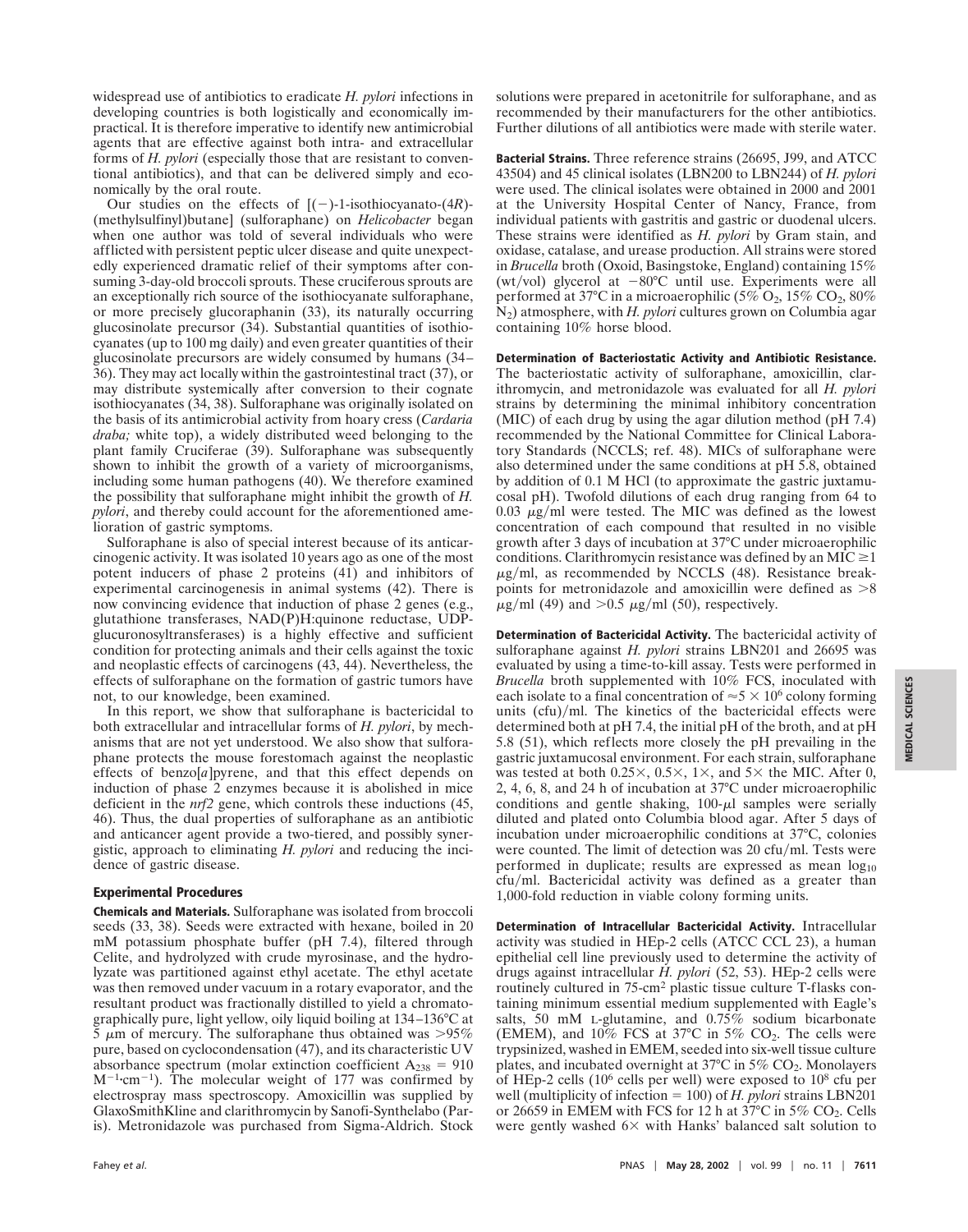widespread use of antibiotics to eradicate *H. pylori* infections in developing countries is both logistically and economically impractical. It is therefore imperative to identify new antimicrobial agents that are effective against both intra- and extracellular forms of *H. pylori* (especially those that are resistant to conventional antibiotics), and that can be delivered simply and economically by the oral route.

Our studies on the effects of [(−)-1-isothiocyanato-(4*R*)-(methylsulfinyl)butane] (sulforaphane) on *Helicobacter* began when one author was told of several individuals who were afflicted with persistent peptic ulcer disease and quite unexpectedly experienced dramatic relief of their symptoms after consuming 3-day-old broccoli sprouts. These cruciferous sprouts are an exceptionally rich source of the isothiocyanate sulforaphane, or more precisely glucoraphanin (33), its naturally occurring glucosinolate precursor (34). Substantial quantities of isothiocyanates (up to 100 mg daily) and even greater quantities of their glucosinolate precursors are widely consumed by humans (34–36). They may act locally within the gastrointestinal tract (37), or may distribute systemically after conversion to their cognate isothiocyanates (34, 38). Sulforaphane was originally isolated on the basis of its antimicrobial activity from hoary cress (*Cardaria draba;* white top), a widely distributed weed belonging to the plant family Cruciferae (39). Sulforaphane was subsequently shown to inhibit the growth of a variety of microorganisms, including some human pathogens (40). We therefore examined the possibility that sulforaphane might inhibit the growth of *H. pylori*, and thereby could account for the aforementioned amelioration of gastric symptoms.

Sulforaphane is also of special interest because of its anticarcinogenic activity. It was isolated 10 years ago as one of the most potent inducers of phase 2 proteins (41) and inhibitors of experimental carcinogenesis in animal systems (42). There is now convincing evidence that induction of phase 2 genes (e.g., glutathione transferases, NAD(P)H:quinone reductase, UDP-glucuronosyltransferases) is a highly effective and sufficient condition for protecting animals and their cells against the toxic and neoplastic effects of carcinogens (43, 44). Nevertheless, the effects of sulforaphane on the formation of gastric tumors have not, to our knowledge, been examined.

In this report, we show that sulforaphane is bactericidal to both extracellular and intracellular forms of *H. pylori*, by mechanisms that are not yet understood. We also show that sulforaphane protects the mouse forestomach against the neoplastic effects of benzo[*a*]pyrene, and that this effect depends on induction of phase 2 enzymes because it is abolished in mice deficient in the *nrf2* gene, which controls these inductions (45, 46). Thus, the dual properties of sulforaphane as an antibiotic and anticancer agent provide a two-tiered, and possibly synergistic, approach to eliminating *H. pylori* and reducing the incidence of gastric disease.

## Experimental Procedures

**Chemicals and Materials.** Sulforaphane was isolated from broccoli seeds (33, 38). Seeds were extracted with hexane, boiled in 20 mM potassium phosphate buffer (pH 7.4), filtered through Celite, and hydrolyzed with crude myrosinase, and the hydrolyzate was partitioned against ethyl acetate. The ethyl acetate was then removed under vacuum in a rotary evaporator, and the resultant product was fractionally distilled to yield a chromatographically pure, light yellow, oily liquid boiling at 134–136°C at 5 μm of mercury. The sulforaphane thus obtained was >95% pure, based on cyclocondensation (47), and its characteristic UV absorbance spectrum (molar extinction coefficient $A_{238}$ = 910 $M^{-1} \cdot cm^{-1}$). The molecular weight of 177 was confirmed by electrospray mass spectroscopy. Amoxicillin was supplied by GlaxoSmithKline and clarithromycin by Sanofi-Synthelabo (Paris). Metronidazole was purchased from Sigma-Aldrich. Stock solutions were prepared in acetonitrile for sulforaphane, and as recommended by their manufacturers for the other antibiotics. Further dilutions of all antibiotics were made with sterile water.

**Bacterial Strains.** Three reference strains (26695, J99, and ATCC 43504) and 45 clinical isolates (LBN200 to LBN244) of *H. pylori* were used. The clinical isolates were obtained in 2000 and 2001 at the University Hospital Center of Nancy, France, from individual patients with gastritis and gastric or duodenal ulcers. These strains were identified as *H. pylori* by Gram stain, and oxidase, catalase, and urease production. All strains were stored in *Brucella* broth (Oxoid, Basingstoke, England) containing 15% (wt/vol) glycerol at −80°C until use. Experiments were all performed at 37°C in a microaerophilic (5% $O_2$, 15% $CO_2$, 80% $N_2$) atmosphere, with *H. pylori* cultures grown on Columbia agar containing 10% horse blood.

**Determination of Bacteriostatic Activity and Antibiotic Resistance.** The bacteriostatic activity of sulforaphane, amoxicillin, clarithromycin, and metronidazole was evaluated for all *H. pylori* strains by determining the minimal inhibitory concentration (MIC) of each drug by using the agar dilution method (pH 7.4) recommended by the National Committee for Clinical Laboratory Standards (NCCLS; ref. 48). MICs of sulforaphane were also determined under the same conditions at pH 5.8, obtained by addition of 0.1 M HCl (to approximate the gastric juxtamucosal pH). Twofold dilutions of each drug ranging from 64 to 0.03 μg/ml were tested. The MIC was defined as the lowest concentration of each compound that resulted in no visible growth after 3 days of incubation at 37°C under microaerophilic conditions. Clarithromycin resistance was defined by an MIC ≥1 μg/ml, as recommended by NCCLS (48). Resistance breakpoints for metronidazole and amoxicillin were defined as >8 μg/ml (49) and >0.5 μg/ml (50), respectively.

**Determination of Bactericidal Activity.** The bactericidal activity of sulforaphane against *H. pylori* strains LBN201 and 26695 was evaluated by using a time-to-kill assay. Tests were performed in *Brucella* broth supplemented with 10% FCS, inoculated with each isolate to a final concentration of ≈5 × $10^6$ colony forming units (cfu)/ml. The kinetics of the bactericidal effects were determined both at pH 7.4, the initial pH of the broth, and at pH 5.8 (51), which reflects more closely the pH prevailing in the gastric juxtamucosal environment. For each strain, sulforaphane was tested at both 0.25×, 0.5×, 1×, and 5× the MIC. After 0, 2, 4, 6, 8, and 24 h of incubation at 37°C under microaerophilic conditions and gentle shaking, 100-μl samples were serially diluted and plated onto Columbia blood agar. After 5 days of incubation under microaerophilic conditions at 37°C, colonies were counted. The limit of detection was 20 cfu/ml. Tests were performed in duplicate; results are expressed as mean $\log_{10}$ cfu/ml. Bactericidal activity was defined as a greater than 1,000-fold reduction in viable colony forming units.

**Determination of Intracellular Bactericidal Activity.** Intracellular activity was studied in HEp-2 cells (ATCC CCL 23), a human epithelial cell line previously used to determine the activity of drugs against intracellular *H. pylori* (52, 53). HEp-2 cells were routinely cultured in 75-$cm^2$ plastic tissue culture T-flasks containing minimum essential medium supplemented with Eagle's salts, 50 mM L-glutamine, and 0.75% sodium bicarbonate (EMEM), and 10% FCS at 37°C in 5% $CO_2$. The cells were trypsinized, washed in EMEM, seeded into six-well tissue culture plates, and incubated overnight at 37°C in 5% $CO_2$. Monolayers of HEp-2 cells ($10^6$ cells per well) were exposed to $10^8$ cfu per well (multiplicity of infection = 100) of *H. pylori* strains LBN201 or 26659 in EMEM with FCS for 12 h at 37°C in 5% $CO_2$. Cells were gently washed 6× with Hanks' balanced salt solution to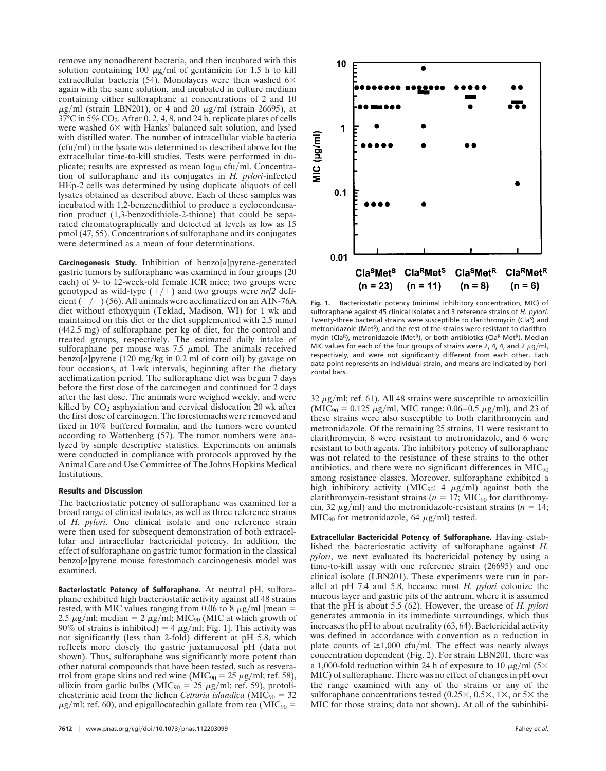remove any nonadherent bacteria, and then incubated with this solution containing 100 μg/ml of gentamicin for 1.5 h to kill extracellular bacteria (54). Monolayers were then washed 6× again with the same solution, and incubated in culture medium containing either sulforaphane at concentrations of 2 and 10 μg/ml (strain LBN201), or 4 and 20 μg/ml (strain 26695), at 37°C in 5% $CO_2$. After 0, 2, 4, 8, and 24 h, replicate plates of cells were washed 6× with Hanks' balanced salt solution, and lysed with distilled water. The number of intracellular viable bacteria (cfu/ml) in the lysate was determined as described above for the extracellular time-to-kill studies. Tests were performed in duplicate; results are expressed as mean $\log_{10}$ cfu/ml. Concentration of sulforaphane and its conjugates in *H. pylori*-infected HEp-2 cells was determined by using duplicate aliquots of cell lysates obtained as described above. Each of these samples was incubated with 1,2-benzenedithiol to produce a cyclocondensation product (1,3-benzodithiole-2-thione) that could be separated chromatographically and detected at levels as low as 15 pmol (47, 55). Concentrations of sulforaphane and its conjugates were determined as a mean of four determinations.

**Carcinogenesis Study.** Inhibition of benzo[*a*]pyrene-generated gastric tumors by sulforaphane was examined in four groups (20 each) of 9- to 12-week-old female ICR mice; two groups were genotyped as wild-type (+/+) and two groups were *nrf2* deficient (−/−) (56). All animals were acclimatized on an AIN-76A diet without ethoxyquin (Teklad, Madison, WI) for 1 wk and maintained on this diet or the diet supplemented with 2.5 mmol (442.5 mg) of sulforaphane per kg of diet, for the control and treated groups, respectively. The estimated daily intake of sulforaphane per mouse was 7.5 μmol. The animals received benzo[*a*]pyrene (120 mg/kg in 0.2 ml of corn oil) by gavage on four occasions, at 1-wk intervals, beginning after the dietary acclimatization period. The sulforaphane diet was begun 7 days before the first dose of the carcinogen and continued for 2 days after the last dose. The animals were weighed weekly, and were killed by $CO_2$ asphyxiation and cervical dislocation 20 wk after the first dose of carcinogen. The forestomachs were removed and fixed in 10% buffered formalin, and the tumors were counted according to Wattenberg (57). The tumor numbers were analyzed by simple descriptive statistics. Experiments on animals were conducted in compliance with protocols approved by the Animal Care and Use Committee of The Johns Hopkins Medical Institutions.

## Results and Discussion

The bacteriostatic potency of sulforaphane was examined for a broad range of clinical isolates, as well as three reference strains of *H. pylori*. One clinical isolate and one reference strain were then used for subsequent demonstration of both extracellular and intracellular bactericidal potency. In addition, the effect of sulforaphane on gastric tumor formation in the classical benzo[*a*]pyrene mouse forestomach carcinogenesis model was examined.

**Bacteriostatic Potency of Sulforaphane.** At neutral pH, sulforaphane exhibited high bacteriostatic activity against all 48 strains tested, with MIC values ranging from 0.06 to 8 μg/ml [mean = 2.5 μg/ml; median = 2 μg/ml; $MIC_{90}$ (MIC at which growth of 90% of strains is inhibited) = 4 μg/ml; Fig. 1]. This activity was not significantly (less than 2-fold) different at pH 5.8, which reflects more closely the gastric juxtamucosal pH (data not shown). Thus, sulforaphane was significantly more potent than other natural compounds that have been tested, such as resveratrol from grape skins and red wine ($MIC_{90}$ = 25 μg/ml; ref. 58), allixin from garlic bulbs ($MIC_{90}$ = 25 μg/ml; ref. 59), protolichesterinic acid from the lichen *Cetraria islandica* ($MIC_{90}$ = 32 μg/ml; ref. 60), and epigallocatechin gallate from tea ($MIC_{90}$ = 32 μg/ml; ref. 61). All 48 strains were susceptible to amoxicillin ($MIC_{90}$ = 0.125 μg/ml, MIC range: 0.06–0.5 μg/ml), and 23 of these strains were also susceptible to both clarithromycin and metronidazole. Of the remaining 25 strains, 11 were resistant to clarithromycin, 8 were resistant to metronidazole, and 6 were resistant to both agents. The inhibitory potency of sulforaphane was not related to the resistance of these strains to the other antibiotics, and there were no significant differences in $MIC_{90}$ among resistance classes. Moreover, sulforaphane exhibited a high inhibitory activity ($MIC_{90}$: 4 μg/ml) against both the clarithromycin-resistant strains ($n$ = 17; $MIC_{90}$ for clarithromycin, 32 μg/ml) and the metronidazole-resistant strains ($n$ = 14; $MIC_{90}$ for metronidazole, 64 μg/ml) tested.

**Fig. 1.** Bacteriostatic potency (minimal inhibitory concentration, MIC) of sulforaphane against 45 clinical isolates and 3 reference strains of *H. pylori*. Twenty-three bacterial strains were susceptible to clarithromycin ($Cla^S$) and metronidazole ($Met^S$), and the rest of the strains were resistant to clarithromycin ($Cla^R$), metronidazole ($Met^R$), or both antibiotics ($Cla^R$ $Met^R$). Median MIC values for each of the four groups of strains were 2, 4, 4, and 2 μg/ml, respectively, and were not significantly different from each other. Each data point represents an individual strain, and means are indicated by horizontal bars.

**Extracellular Bactericidal Potency of Sulforaphane.** Having established the bacteriostatic activity of sulforaphane against *H. pylori*, we next evaluated its bactericidal potency by using a time-to-kill assay with one reference strain (26695) and one clinical isolate (LBN201). These experiments were run in parallel at pH 7.4 and 5.8, because most *H. pylori* colonize the mucous layer and gastric pits of the antrum, where it is assumed that the pH is about 5.5 (62). However, the urease of *H. pylori* generates ammonia in its immediate surroundings, which thus increases the pH to about neutrality (63, 64). Bactericidal activity was defined in accordance with convention as a reduction in plate counts of ≥1,000 cfu/ml. The effect was nearly always concentration dependent (Fig. 2). For strain LBN201, there was a 1,000-fold reduction within 24 h of exposure to 10 μg/ml (5× MIC) of sulforaphane. There was no effect of changes in pH over the range examined with any of the strains or any of the sulforaphane concentrations tested (0.25×, 0.5×, 1×, or 5× the MIC for those strains; data not shown). At all of the subinhibi-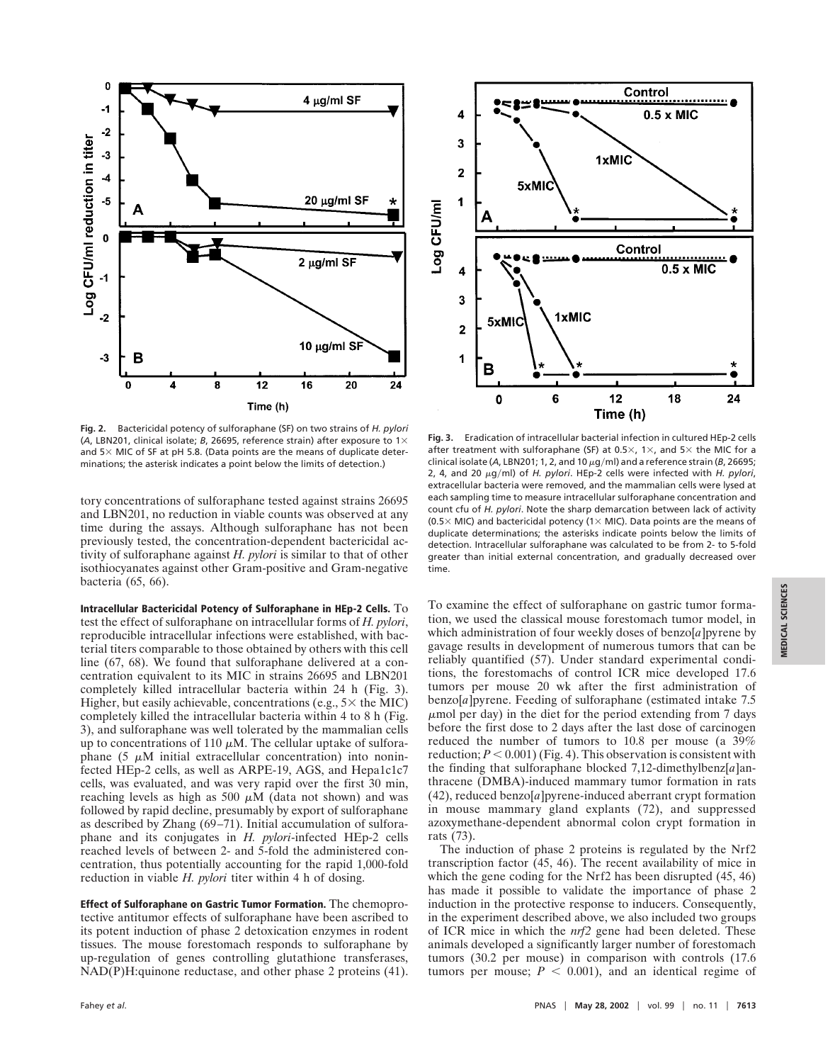**Fig. 2.** Bactericidal potency of sulforaphane (SF) on two strains of *H. pylori* (*A*, LBN201, clinical isolate; *B*, 26695, reference strain) after exposure to 1× and 5× MIC of SF at pH 5.8. (Data points are the means of duplicate determinations; the asterisk indicates a point below the limits of detection.)

**Fig. 3.** Eradication of intracellular bacterial infection in cultured HEp-2 cells after treatment with sulforaphane (SF) at 0.5×, 1×, and 5× the MIC for a clinical isolate (*A*, LBN201; 1, 2, and 10 μg/ml) and a reference strain (*B*, 26695; 2, 4, and 20 μg/ml) of *H. pylori*. HEp-2 cells were infected with *H. pylori*, extracellular bacteria were removed, and the mammalian cells were lysed at each sampling time to measure intracellular sulforaphane concentration and count cfu of *H. pylori*. Note the sharp demarcation between lack of activity (0.5× MIC) and bactericidal potency (1× MIC). Data points are the means of duplicate determinations; the asterisks indicate points below the limits of detection. Intracellular sulforaphane was calculated to be from 2- to 5-fold greater than initial external concentration, and gradually decreased over time.

tory concentrations of sulforaphane tested against strains 26695 and LBN201, no reduction in viable counts was observed at any time during the assays. Although sulforaphane has not been previously tested, the concentration-dependent bactericidal activity of sulforaphane against *H. pylori* is similar to that of other isothiocyanates against other Gram-positive and Gram-negative bacteria (65, 66).

**Intracellular Bactericidal Potency of Sulforaphane in HEp-2 Cells.** To test the effect of sulforaphane on intracellular forms of *H. pylori*, reproducible intracellular infections were established, with bacterial titers comparable to those obtained by others with this cell line (67, 68). We found that sulforaphane delivered at a concentration equivalent to its MIC in strains 26695 and LBN201 completely killed intracellular bacteria within 24 h (Fig. 3). Higher, but easily achievable, concentrations (e.g., 5× the MIC) completely killed the intracellular bacteria within 4 to 8 h (Fig. 3), and sulforaphane was well tolerated by the mammalian cells up to concentrations of 110 μM. The cellular uptake of sulforaphane (5 μM initial extracellular concentration) into noninfected HEp-2 cells, as well as ARPE-19, AGS, and Hepa1c1c7 cells, was evaluated, and was very rapid over the first 30 min, reaching levels as high as 500 μM (data not shown) and was followed by rapid decline, presumably by export of sulforaphane as described by Zhang (69–71). Initial accumulation of sulforaphane and its conjugates in *H. pylori*-infected HEp-2 cells reached levels of between 2- and 5-fold the administered concentration, thus potentially accounting for the rapid 1,000-fold reduction in viable *H. pylori* titer within 4 h of dosing.

**Effect of Sulforaphane on Gastric Tumor Formation.** The chemoprotective antitumor effects of sulforaphane have been ascribed to its potent induction of phase 2 detoxication enzymes in rodent tissues. The mouse forestomach responds to sulforaphane by up-regulation of genes controlling glutathione transferases, NAD(P)H:quinone reductase, and other phase 2 proteins (41). To examine the effect of sulforaphane on gastric tumor formation, we used the classical mouse forestomach tumor model, in which administration of four weekly doses of benzo[*a*]pyrene by gavage results in development of numerous tumors that can be reliably quantified (57). Under standard experimental conditions, the forestomachs of control ICR mice developed 17.6 tumors per mouse 20 wk after the first administration of benzo[*a*]pyrene. Feeding of sulforaphane (estimated intake 7.5 μmol per day) in the diet for the period extending from 7 days before the first dose to 2 days after the last dose of carcinogen reduced the number of tumors to 10.8 per mouse (a 39% reduction; $P < 0.001$) (Fig. 4). This observation is consistent with the finding that sulforaphane blocked 7,12-dimethylbenz[*a*]anthracene (DMBA)-induced mammary tumor formation in rats (42), reduced benzo[*a*]pyrene-induced aberrant crypt formation in mouse mammary gland explants (72), and suppressed azoxymethane-dependent abnormal colon crypt formation in rats (73).

The induction of phase 2 proteins is regulated by the Nrf2 transcription factor (45, 46). The recent availability of mice in which the gene coding for the Nrf2 has been disrupted (45, 46) has made it possible to validate the importance of phase 2 induction in the protective response to inducers. Consequently, in the experiment described above, we also included two groups of ICR mice in which the *nrf2* gene had been deleted. These animals developed a significantly larger number of forestomach tumors (30.2 per mouse) in comparison with controls (17.6 tumors per mouse; $P < 0.001$), and an identical regime of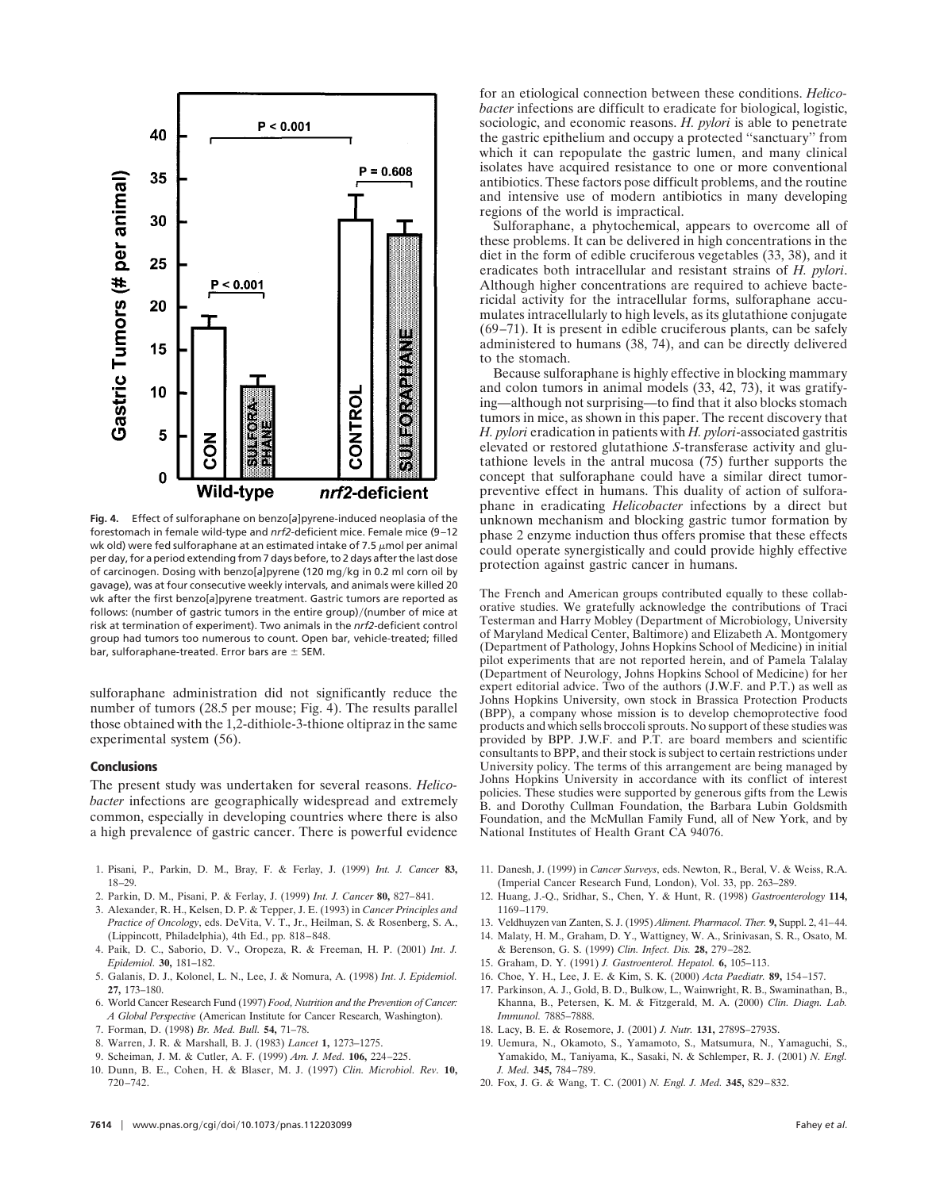**Fig. 4.** Effect of sulforaphane on benzo[*a*]pyrene-induced neoplasia of the forestomach in female wild-type and *nrf2*-deficient mice. Female mice (9–12 wk old) were fed sulforaphane at an estimated intake of 7.5 $\mu$mol per animal per day, for a period extending from 7 days before, to 2 days after the last dose of carcinogen. Dosing with benzo[*a*]pyrene (120 mg/kg in 0.2 ml corn oil by gavage), was at four consecutive weekly intervals, and animals were killed 20 wk after the first benzo[*a*]pyrene treatment. Gastric tumors are reported as follows: (number of gastric tumors in the entire group)/(number of mice at risk at termination of experiment). Two animals in the *nrf2*-deficient control group had tumors too numerous to count. Open bar, vehicle-treated; filled bar, sulforaphane-treated. Error bars are ± SEM.

sulforaphane administration did not significantly reduce the number of tumors (28.5 per mouse; Fig. 4). The results parallel those obtained with the 1,2-dithiole-3-thione oltipraz in the same experimental system (56).

## Conclusions

The present study was undertaken for several reasons. *Helicobacter* infections are geographically widespread and extremely common, especially in developing countries where there is also a high prevalence of gastric cancer. There is powerful evidence for an etiological connection between these conditions. *Helicobacter* infections are difficult to eradicate for biological, logistic, sociologic, and economic reasons. *H. pylori* is able to penetrate the gastric epithelium and occupy a protected "sanctuary" from which it can repopulate the gastric lumen, and many clinical isolates have acquired resistance to one or more conventional antibiotics. These factors pose difficult problems, and the routine and intensive use of modern antibiotics in many developing regions of the world is impractical.

Sulforaphane, a phytochemical, appears to overcome all of these problems. It can be delivered in high concentrations in the diet in the form of edible cruciferous vegetables (33, 38), and it eradicates both intracellular and resistant strains of *H. pylori*. Although higher concentrations are required to achieve bactericidal activity for the intracellular forms, sulforaphane accumulates intracellularly to high levels, as its glutathione conjugate (69–71). It is present in edible cruciferous plants, can be safely administered to humans (38, 74), and can be directly delivered to the stomach.

Because sulforaphane is highly effective in blocking mammary and colon tumors in animal models (33, 42, 73), it was gratifying—although not surprising—to find that it also blocks stomach tumors in mice, as shown in this paper. The recent discovery that *H. pylori* eradication in patients with *H. pylori*-associated gastritis elevated or restored glutathione *S*-transferase activity and glutathione levels in the antral mucosa (75) further supports the concept that sulforaphane could have a similar direct tumor-preventive effect in humans. This duality of action of sulforaphane in eradicating *Helicobacter* infections by a direct but unknown mechanism and blocking gastric tumor formation by phase 2 enzyme induction thus offers promise that these effects could operate synergistically and could provide highly effective protection against gastric cancer in humans.

The French and American groups contributed equally to these collaborative studies. We gratefully acknowledge the contributions of Traci Testerman and Harry Mobley (Department of Microbiology, University of Maryland Medical Center, Baltimore) and Elizabeth A. Montgomery (Department of Pathology, Johns Hopkins School of Medicine) in initial pilot experiments that are not reported herein, and of Pamela Talalay (Department of Neurology, Johns Hopkins School of Medicine) for her expert editorial advice. Two of the authors (J.W.F. and P.T.) as well as Johns Hopkins University, own stock in Brassica Protection Products (BPP), a company whose mission is to develop chemoprotective food products and which sells broccoli sprouts. No support of these studies was provided by BPP. J.W.F. and P.T. are board members and scientific consultants to BPP, and their stock is subject to certain restrictions under University policy. The terms of this arrangement are being managed by Johns Hopkins University in accordance with its conflict of interest policies. These studies were supported by generous gifts from the Lewis B. and Dorothy Cullman Foundation, the Barbara Lubin Goldsmith Foundation, and the McMullan Family Fund, all of New York, and by National Institutes of Health Grant CA 94076.

1. Pisani, P., Parkin, D. M., Bray, F. & Ferlay, J. (1999) *Int. J. Cancer* **83,** 18–29.
2. Parkin, D. M., Pisani, P. & Ferlay, J. (1999) *Int. J. Cancer* **80,** 827–841.
3. Alexander, R. H., Kelsen, D. P. & Tepper, J. E. (1993) in *Cancer Principles and Practice of Oncology*, eds. DeVita, V. T., Jr., Heilman, S. & Rosenberg, S. A., (Lippincott, Philadelphia), 4th Ed., pp. 818–848.
4. Paik, D. C., Saborio, D. V., Oropeza, R. & Freeman, H. P. (2001) *Int. J. Epidemiol.* **30,** 181–182.
5. Galanis, D. J., Kolonel, L. N., Lee, J. & Nomura, A. (1998) *Int. J. Epidemiol.* **27,** 173–180.
6. World Cancer Research Fund (1997) *Food, Nutrition and the Prevention of Cancer: A Global Perspective* (American Institute for Cancer Research, Washington).
7. Forman, D. (1998) *Br. Med. Bull.* **54,** 71–78.
8. Warren, J. R. & Marshall, B. J. (1983) *Lancet* **1,** 1273–1275.
9. Scheiman, J. M. & Cutler, A. F. (1999) *Am. J. Med.* **106,** 224–225.
10. Dunn, B. E., Cohen, H. & Blaser, M. J. (1997) *Clin. Microbiol. Rev.* **10,** 720–742.
11. Danesh, J. (1999) in *Cancer Surveys*, eds. Newton, R., Beral, V. & Weiss, R.A. (Imperial Cancer Research Fund, London), Vol. 33, pp. 263–289.
12. Huang, J.-Q., Sridhar, S., Chen, Y. & Hunt, R. (1998) *Gastroenterology* **114,** 1169–1179.
13. Veldhuyzen van Zanten, S. J. (1995) *Aliment. Pharmacol. Ther.* **9,** Suppl. 2, 41–44.
14. Malaty, H. M., Graham, D. Y., Wattigney, W. A., Srinivasan, S. R., Osato, M. & Berenson, G. S. (1999) *Clin. Infect. Dis.* **28,** 279–282.
15. Graham, D. Y. (1991) *J. Gastroenterol. Hepatol.* **6,** 105–113.
16. Choe, Y. H., Lee, J. E. & Kim, S. K. (2000) *Acta Paediatr.* **89,** 154–157.
17. Parkinson, A. J., Gold, B. D., Bulkow, L., Wainwright, R. B., Swaminathan, B., Khanna, B., Petersen, K. M. & Fitzgerald, M. A. (2000) *Clin. Diagn. Lab. Immunol.* 7885–7888.
18. Lacy, B. E. & Rosemore, J. (2001) *J. Nutr.* **131,** 2789S–2793S.
19. Uemura, N., Okamoto, S., Yamamoto, S., Matsumura, N., Yamaguchi, S., Yamakido, M., Taniyama, K., Sasaki, N. & Schlemper, R. J. (2001) *N. Engl. J. Med.* **345,** 784–789.
20. Fox, J. G. & Wang, T. C. (2001) *N. Engl. J. Med.* **345,** 829–832.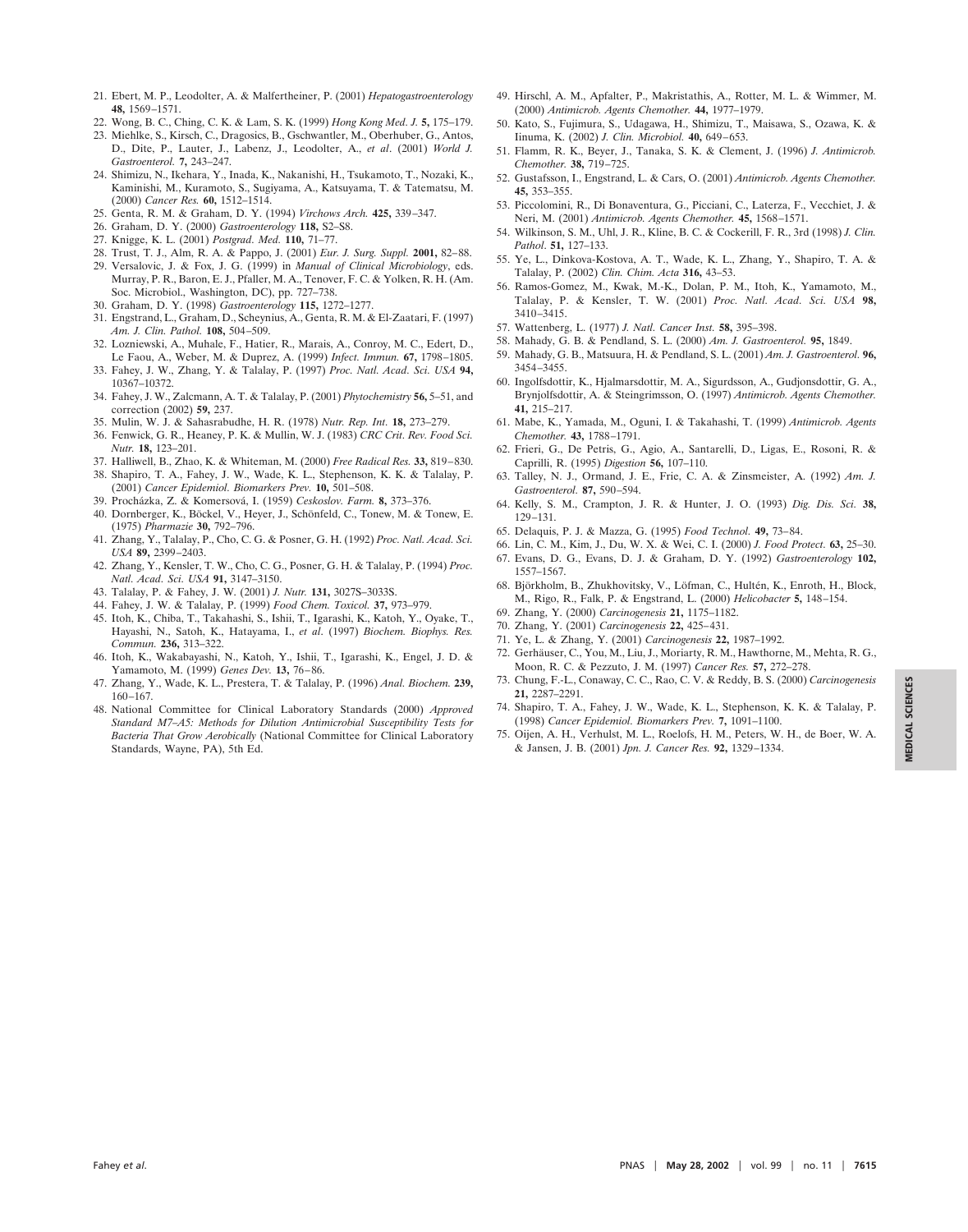21. Ebert, M. P., Leodolter, A. & Malfertheiner, P. (2001) *Hepatogastroenterology* **48,** 1569–1571.
22. Wong, B. C., Ching, C. K. & Lam, S. K. (1999) *Hong Kong Med. J.* **5,** 175–179.
23. Miehlke, S., Kirsch, C., Dragosics, B., Gschwantler, M., Oberhuber, G., Antos, D., Dite, P., Lauter, J., Labenz, J., Leodolter, A., *et al*. (2001) *World J. Gastroenterol.* **7,** 243–247.
24. Shimizu, N., Ikehara, Y., Inada, K., Nakanishi, H., Tsukamoto, T., Nozaki, K., Kaminishi, M., Kuramoto, S., Sugiyama, A., Katsuyama, T. & Tatematsu, M. (2000) *Cancer Res.* **60,** 1512–1514.
25. Genta, R. M. & Graham, D. Y. (1994) *Virchows Arch.* **425,** 339–347.
26. Graham, D. Y. (2000) *Gastroenterology* **118,** S2–S8.
27. Knigge, K. L. (2001) *Postgrad. Med.* **110,** 71–77.
28. Trust, T. J., Alm, R. A. & Pappo, J. (2001) *Eur. J. Surg. Suppl.* **2001,** 82–88.
29. Versalovic, J. & Fox, J. G. (1999) in *Manual of Clinical Microbiology*, eds. Murray, P. R., Baron, E. J., Pfaller, M. A., Tenover, F. C. & Yolken, R. H. (Am. Soc. Microbiol., Washington, DC), pp. 727–738.
30. Graham, D. Y. (1998) *Gastroenterology* **115,** 1272–1277.
31. Engstrand, L., Graham, D., Scheynius, A., Genta, R. M. & El-Zaatari, F. (1997) *Am. J. Clin. Pathol.* **108,** 504–509.
32. Lozniewski, A., Muhale, F., Hatier, R., Marais, A., Conroy, M. C., Edert, D., Le Faou, A., Weber, M. & Duprez, A. (1999) *Infect. Immun.* **67,** 1798–1805.
33. Fahey, J. W., Zhang, Y. & Talalay, P. (1997) *Proc. Natl. Acad. Sci. USA* **94,** 10367–10372.
34. Fahey, J. W., Zalcmann, A. T. & Talalay, P. (2001) *Phytochemistry* **56,** 5–51, and correction (2002) **59,** 237.
35. Mulin, W. J. & Sahasrabudhe, H. R. (1978) *Nutr. Rep. Int.* **18,** 273–279.
36. Fenwick, G. R., Heaney, P. K. & Mullin, W. J. (1983) *CRC Crit. Rev. Food Sci. Nutr.* **18,** 123–201.
37. Halliwell, B., Zhao, K. & Whiteman, M. (2000) *Free Radical Res.* **33,** 819–830.
38. Shapiro, T. A., Fahey, J. W., Wade, K. L., Stephenson, K. K. & Talalay, P. (2001) *Cancer Epidemiol. Biomarkers Prev.* **10,** 501–508.
39. Procházka, Z. & Komersová, I. (1959) *Ceskoslov. Farm.* **8,** 373–376.
40. Dornberger, K., Böckel, V., Heyer, J., Schönfeld, C., Tonew, M. & Tonew, E. (1975) *Pharmazie* **30,** 792–796.
41. Zhang, Y., Talalay, P., Cho, C. G. & Posner, G. H. (1992) *Proc. Natl. Acad. Sci. USA* **89,** 2399–2403.
42. Zhang, Y., Kensler, T. W., Cho, C. G., Posner, G. H. & Talalay, P. (1994) *Proc. Natl. Acad. Sci. USA* **91,** 3147–3150.
43. Talalay, P. & Fahey, J. W. (2001) *J. Nutr.* **131,** 3027S–3033S.
44. Fahey, J. W. & Talalay, P. (1999) *Food Chem. Toxicol.* **37,** 973–979.
45. Itoh, K., Chiba, T., Takahashi, S., Ishii, T., Igarashi, K., Katoh, Y., Oyake, T., Hayashi, N., Satoh, K., Hatayama, I., *et al*. (1997) *Biochem. Biophys. Res. Commun.* **236,** 313–322.
46. Itoh, K., Wakabayashi, N., Katoh, Y., Ishii, T., Igarashi, K., Engel, J. D. & Yamamoto, M. (1999) *Genes Dev.* **13,** 76–86.
47. Zhang, Y., Wade, K. L., Prestera, T. & Talalay, P. (1996) *Anal. Biochem.* **239,** 160–167.
48. National Committee for Clinical Laboratory Standards (2000) *Approved Standard M7–A5: Methods for Dilution Antimicrobial Susceptibility Tests for Bacteria That Grow Aerobically* (National Committee for Clinical Laboratory Standards, Wayne, PA), 5th Ed.
49. Hirschl, A. M., Apfalter, P., Makristathis, A., Rotter, M. L. & Wimmer, M. (2000) *Antimicrob. Agents Chemother.* **44,** 1977–1979.
50. Kato, S., Fujimura, S., Udagawa, H., Shimizu, T., Maisawa, S., Ozawa, K. & Iinuma, K. (2002) *J. Clin. Microbiol.* **40,** 649–653.
51. Flamm, R. K., Beyer, J., Tanaka, S. K. & Clement, J. (1996) *J. Antimicrob. Chemother.* **38,** 719–725.
52. Gustafsson, I., Engstrand, L. & Cars, O. (2001) *Antimicrob. Agents Chemother.* **45,** 353–355.
53. Piccolomini, R., Di Bonaventura, G., Picciani, C., Laterza, F., Vecchiet, J. & Neri, M. (2001) *Antimicrob. Agents Chemother.* **45,** 1568–1571.
54. Wilkinson, S. M., Uhl, J. R., Kline, B. C. & Cockerill, F. R., 3rd (1998) *J. Clin. Pathol*. **51,** 127–133.
55. Ye, L., Dinkova-Kostova, A. T., Wade, K. L., Zhang, Y., Shapiro, T. A. & Talalay, P. (2002) *Clin. Chim. Acta* **316,** 43–53.
56. Ramos-Gomez, M., Kwak, M.-K., Dolan, P. M., Itoh, K., Yamamoto, M., Talalay, P. & Kensler, T. W. (2001) *Proc. Natl. Acad. Sci. USA* **98,** 3410–3415.
57. Wattenberg, L. (1977) *J. Natl. Cancer Inst.* **58,** 395–398.
58. Mahady, G. B. & Pendland, S. L. (2000) *Am. J. Gastroenterol.* **95,** 1849.
59. Mahady, G. B., Matsuura, H. & Pendland, S. L. (2001) *Am. J. Gastroenterol.* **96,** 3454–3455.
60. Ingolfsdottir, K., Hjalmarsdottir, M. A., Sigurdsson, A., Gudjonsdottir, G. A., Brynjolfsdottir, A. & Steingrimsson, O. (1997) *Antimicrob. Agents Chemother.* **41,** 215–217.
61. Mabe, K., Yamada, M., Oguni, I. & Takahashi, T. (1999) *Antimicrob. Agents Chemother.* **43,** 1788–1791.
62. Frieri, G., De Petris, G., Agio, A., Santarelli, D., Ligas, E., Rosoni, R. & Caprilli, R. (1995) *Digestion* **56,** 107–110.
63. Talley, N. J., Ormand, J. E., Frie, C. A. & Zinsmeister, A. (1992) *Am. J. Gastroenterol.* **87,** 590–594.
64. Kelly, S. M., Crampton, J. R. & Hunter, J. O. (1993) *Dig. Dis. Sci.* **38,** 129–131.
65. Delaquis, P. J. & Mazza, G. (1995) *Food Technol.* **49,** 73–84.
66. Lin, C. M., Kim, J., Du, W. X. & Wei, C. I. (2000) *J. Food Protect.* **63,** 25–30.
67. Evans, D. G., Evans, D. J. & Graham, D. Y. (1992) *Gastroenterology* **102,** 1557–1567.
68. Björkholm, B., Zhukhovitsky, V., Löfman, C., Hultén, K., Enroth, H., Block, M., Rigo, R., Falk, P. & Engstrand, L. (2000) *Helicobacter* **5,** 148–154.
69. Zhang, Y. (2000) *Carcinogenesis* **21,** 1175–1182.
70. Zhang, Y. (2001) *Carcinogenesis* **22,** 425–431.
71. Ye, L. & Zhang, Y. (2001) *Carcinogenesis* **22,** 1987–1992.
72. Gerhäuser, C., You, M., Liu, J., Moriarty, R. M., Hawthorne, M., Mehta, R. G., Moon, R. C. & Pezzuto, J. M. (1997) *Cancer Res.* **57,** 272–278.
73. Chung, F.-L., Conaway, C. C., Rao, C. V. & Reddy, B. S. (2000) *Carcinogenesis* **21,** 2287–2291.
74. Shapiro, T. A., Fahey, J. W., Wade, K. L., Stephenson, K. K. & Talalay, P. (1998) *Cancer Epidemiol. Biomarkers Prev.* **7,** 1091–1100.
75. Oijen, A. H., Verhulst, M. L., Roelofs, H. M., Peters, W. H., de Boer, W. A. & Jansen, J. B. (2001) *Jpn. J. Cancer Res.* **92,** 1329–1334.